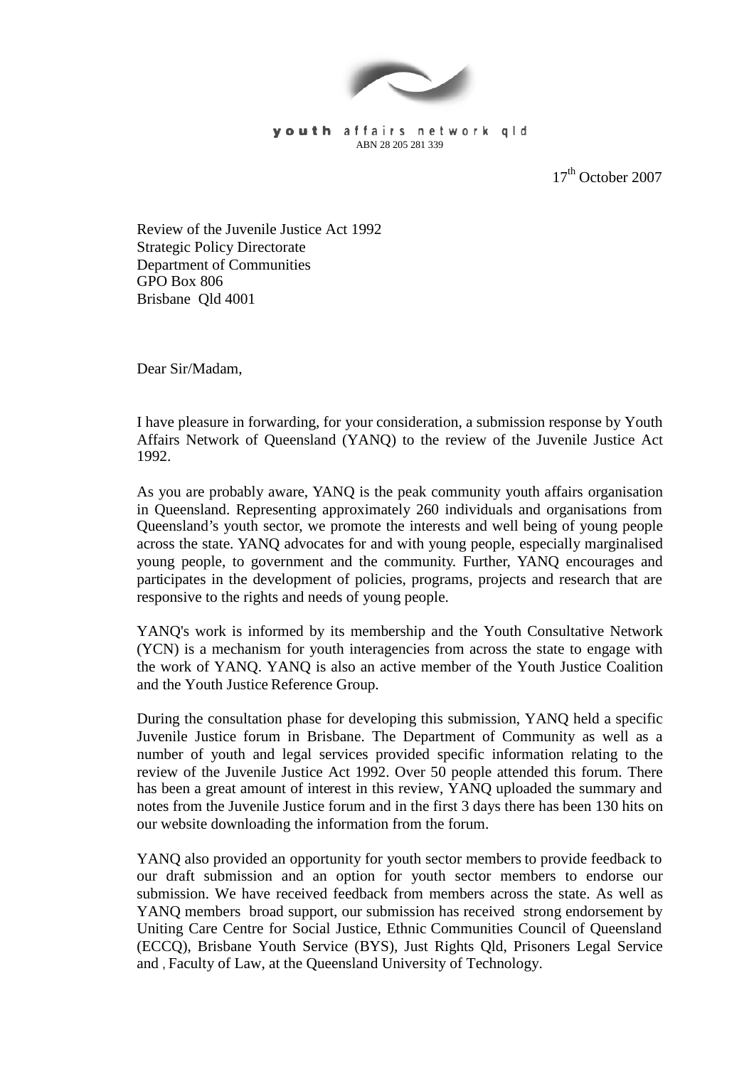youth affairs network qld
ABN 28 205 281 339

17th October 2007

Review of the Juvenile Justice Act 1992
Strategic Policy Directorate
Department of Communities
GPO Box 806
Brisbane Qld 4001

Dear Sir/Madam,

I have pleasure in forwarding, for your consideration, a submission response by Youth Affairs Network of Queensland (YANQ) to the review of the Juvenile Justice Act 1992.

As you are probably aware, YANQ is the peak community youth affairs organisation in Queensland. Representing approximately 260 individuals and organisations from Queensland's youth sector, we promote the interests and well being of young people across the state. YANQ advocates for and with young people, especially marginalised young people, to government and the community. Further, YANQ encourages and participates in the development of policies, programs, projects and research that are responsive to the rights and needs of young people.

YANQ's work is informed by its membership and the Youth Consultative Network (YCN) is a mechanism for youth interagencies from across the state to engage with the work of YANQ. YANQ is also an active member of the Youth Justice Coalition and the Youth Justice Reference Group.

During the consultation phase for developing this submission, YANQ held a specific Juvenile Justice forum in Brisbane. The Department of Community as well as a number of youth and legal services provided specific information relating to the review of the Juvenile Justice Act 1992. Over 50 people attended this forum. There has been a great amount of interest in this review, YANQ uploaded the summary and notes from the Juvenile Justice forum and in the first 3 days there has been 130 hits on our website downloading the information from the forum.

YANQ also provided an opportunity for youth sector members to provide feedback to our draft submission and an option for youth sector members to endorse our submission. We have received feedback from members across the state. As well as YANQ members broad support, our submission has received strong endorsement by Uniting Care Centre for Social Justice, Ethnic Communities Council of Queensland (ECCQ), Brisbane Youth Service (BYS), Just Rights Qld, Prisoners Legal Service and , Faculty of Law, at the Queensland University of Technology.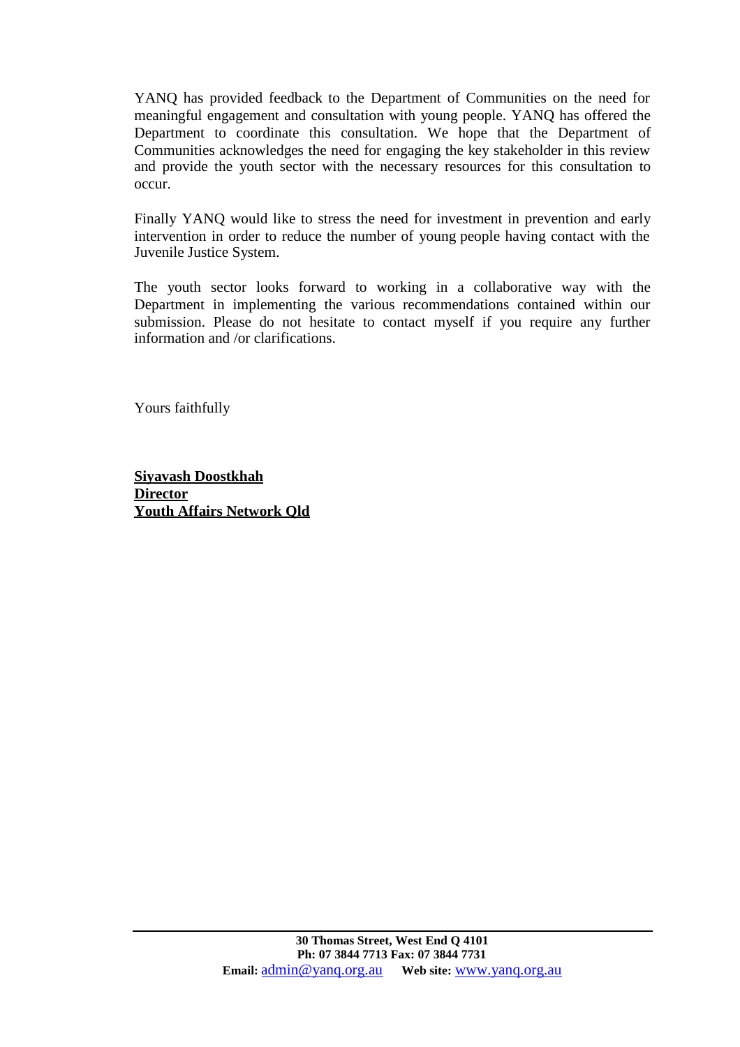YANQ has provided feedback to the Department of Communities on the need for meaningful engagement and consultation with young people. YANQ has offered the Department to coordinate this consultation. We hope that the Department of Communities acknowledges the need for engaging the key stakeholder in this review and provide the youth sector with the necessary resources for this consultation to occur.

Finally YANQ would like to stress the need for investment in prevention and early intervention in order to reduce the number of young people having contact with the Juvenile Justice System.

The youth sector looks forward to working in a collaborative way with the Department in implementing the various recommendations contained within our submission. Please do not hesitate to contact myself if you require any further information and /or clarifications.

Yours faithfully

**Siyavash Doostkhah**
**Director**
**Youth Affairs Network Qld**